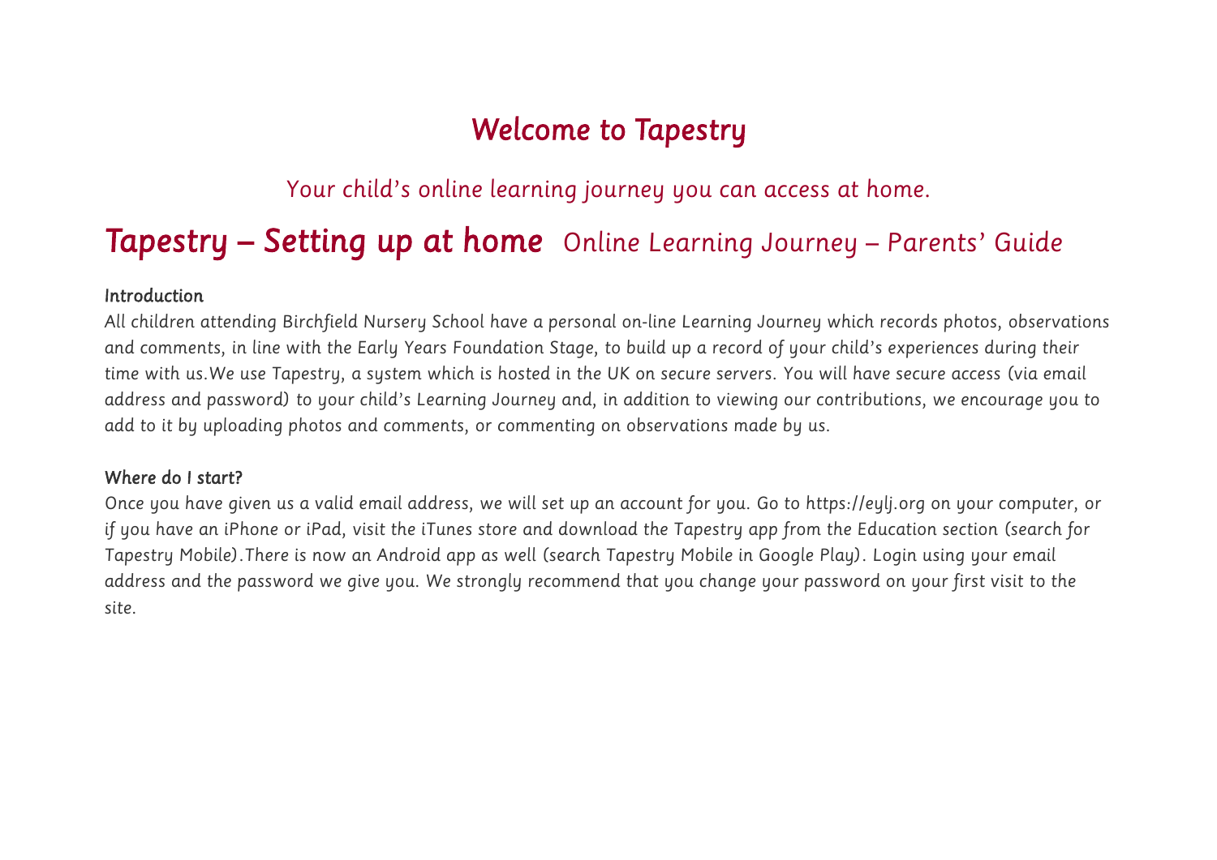# Welcome to Tapestry

Your child's online learning journey you can access at home.

## Tapestry – Setting up at home Online Learning Journey – Parents' Guide

### Introduction

All children attending Birchfield Nursery School have a personal on-line Learning Journey which records photos, observations and comments, in line with the Early Years Foundation Stage, to build up a record of your child's experiences during their time with us.We use Tapestry, a system which is hosted in the UK on secure servers. You will have secure access (via email address and password) to your child's Learning Journey and, in addition to viewing our contributions, we encourage you to add to it by uploading photos and comments, or commenting on observations made by us.

### Where do I start?

Once you have given us a valid email address, we will set up an account for you. Go to https://eylj.org on your computer, or if you have an iPhone or iPad, visit the iTunes store and download the Tapestry app from the Education section (search for Tapestry Mobile).There is now an Android app as well (search Tapestry Mobile in Google Play). Login using your email address and the password we give you. We strongly recommend that you change your password on your first visit to the site.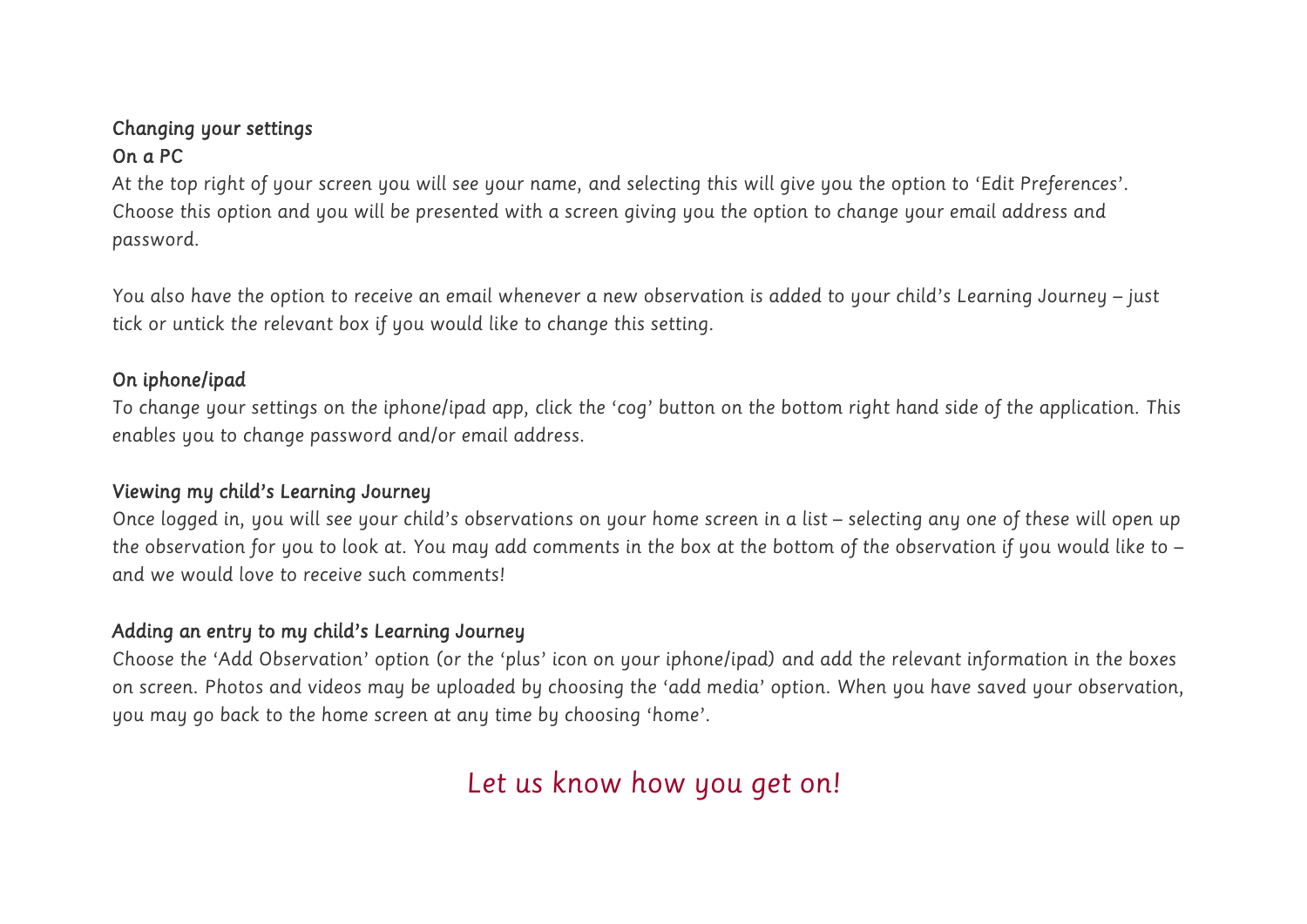## Changing your settings

### On a PC

At the top right of your screen you will see your name, and selecting this will give you the option to 'Edit Preferences'. Choose this option and you will be presented with a screen giving you the option to change your email address and password.

You also have the option to receive an email whenever a new observation is added to your child's Learning Journey – just tick or untick the relevant box if you would like to change this setting.

### On iphone/ipad

To change your settings on the iphone/ipad app, click the 'cog' button on the bottom right hand side of the application. This enables you to change password and/or email address.

## Viewing my child's Learning Journey

Once logged in, you will see your child's observations on your home screen in a list – selecting any one of these will open up the observation for you to look at. You may add comments in the box at the bottom of the observation if you would like to – and we would love to receive such comments!

## Adding an entry to my child's Learning Journey

Choose the 'Add Observation' option (or the 'plus' icon on your iphone/ipad) and add the relevant information in the boxes on screen. Photos and videos may be uploaded by choosing the 'add media' option. When you have saved your observation, you may go back to the home screen at any time by choosing 'home'.

## Let us know how you get on!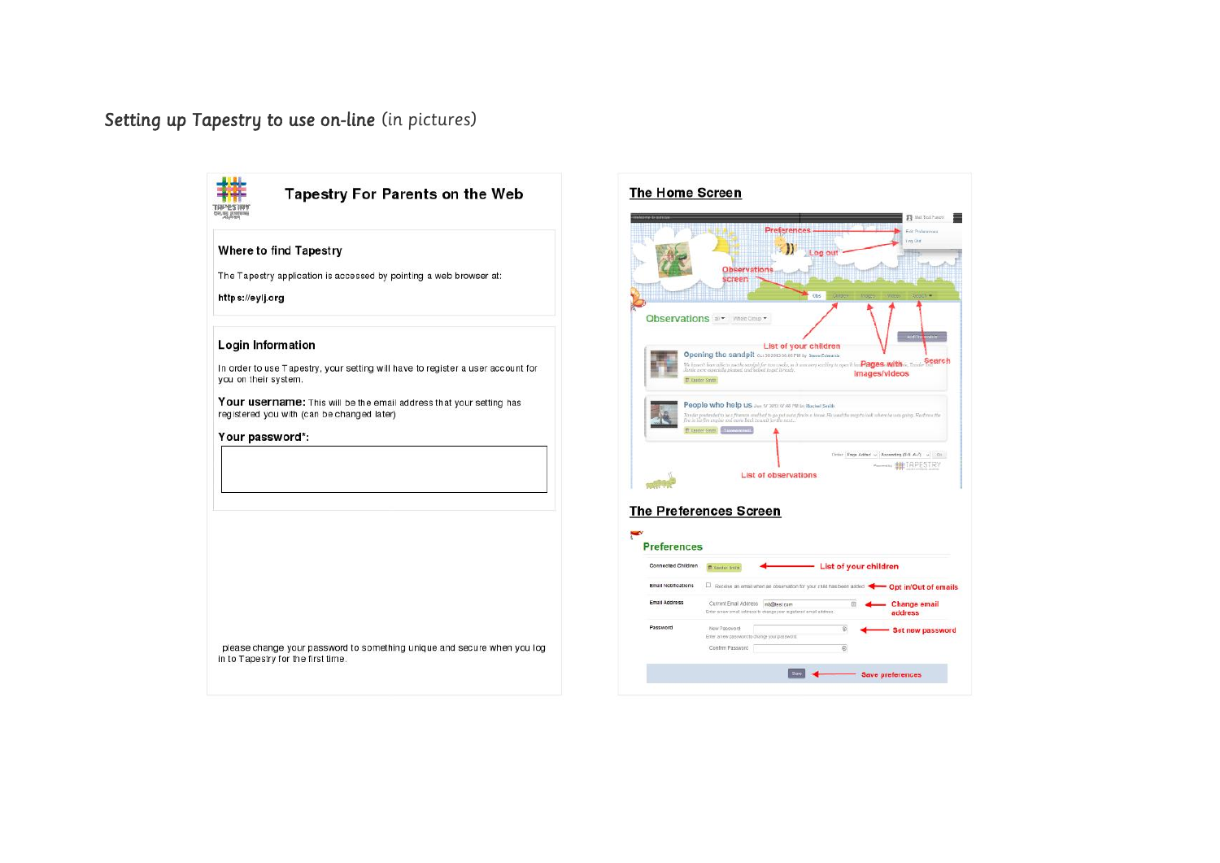# Setting up Tapestry to use on-line (in pictures)

## Tapestry For Parents on the Web

### Where to find Tapestry

The Tapestry application is accessed by pointing a web browser at:

**https://eylj.org**

### Login Information

In order to use Tapestry, your setting will have to register a user account for you on their system.

**Your username:** This will be the email address that your setting has registered you with (can be changed later)

**Your password*:**

|   |
|---|
|   |

please change your password to something unique and secure when you log in to Tapestry for the first time.

## The Home Screen

Preferences

Log out

Observations screen

List of your children

Pages with images/videos

Search

List of observations

## The Preferences Screen

Preferences

| | | |
|---|---|---|
| Connected Children | | List of your children |
| Email Notifications | Receive an email when an observation for your child has been added | Opt in/Out of emails |
| Email Address | Current Email Address | Change email address |
| Password | New Password / Confirm Password | Set new password |
| | Save | Save preferences |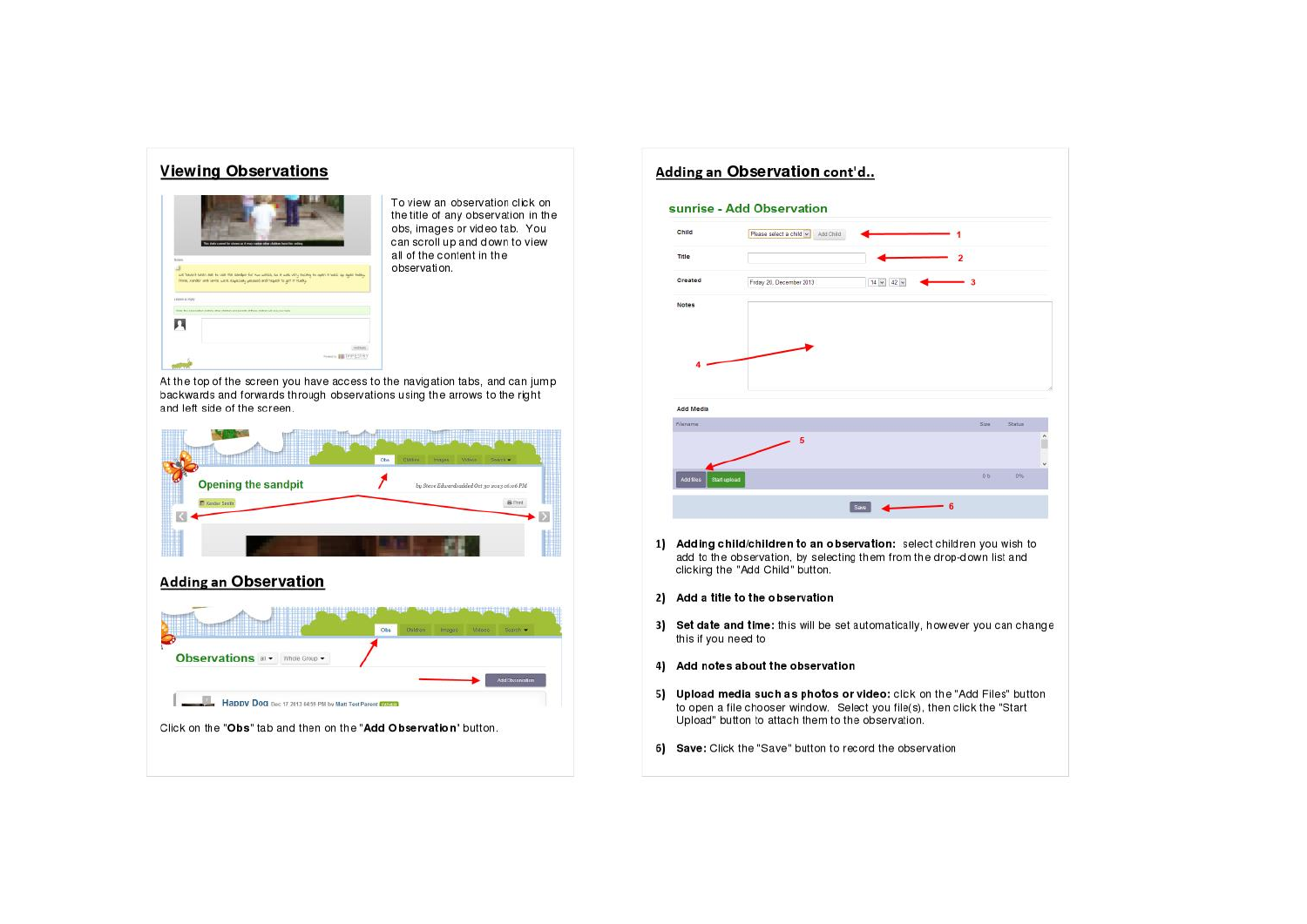## Viewing Observations

To view an observation click on the title of any observation in the obs, images or video tab. You can scroll up and down to view all of the content in the observation.

At the top of the screen you have access to the navigation tabs, and can jump backwards and forwards through observations using the arrows to the right and left side of the screen.

## Adding an Observation

Click on the "**Obs**" tab and then on the "**Add Observation**' button.

## Adding an Observation cont'd..

1) **Adding child/children to an observation:** select children you wish to add to the observation, by selecting them from the drop-down list and clicking the "Add Child" button.

2) **Add a title to the observation**

3) **Set date and time:** this will be set automatically, however you can change this if you need to

4) **Add notes about the observation**

5) **Upload media such as photos or video:** click on the "Add Files" button to open a file chooser window. Select you file(s), then click the "Start Upload" button to attach them to the observation.

6) **Save:** Click the "Save" button to record the observation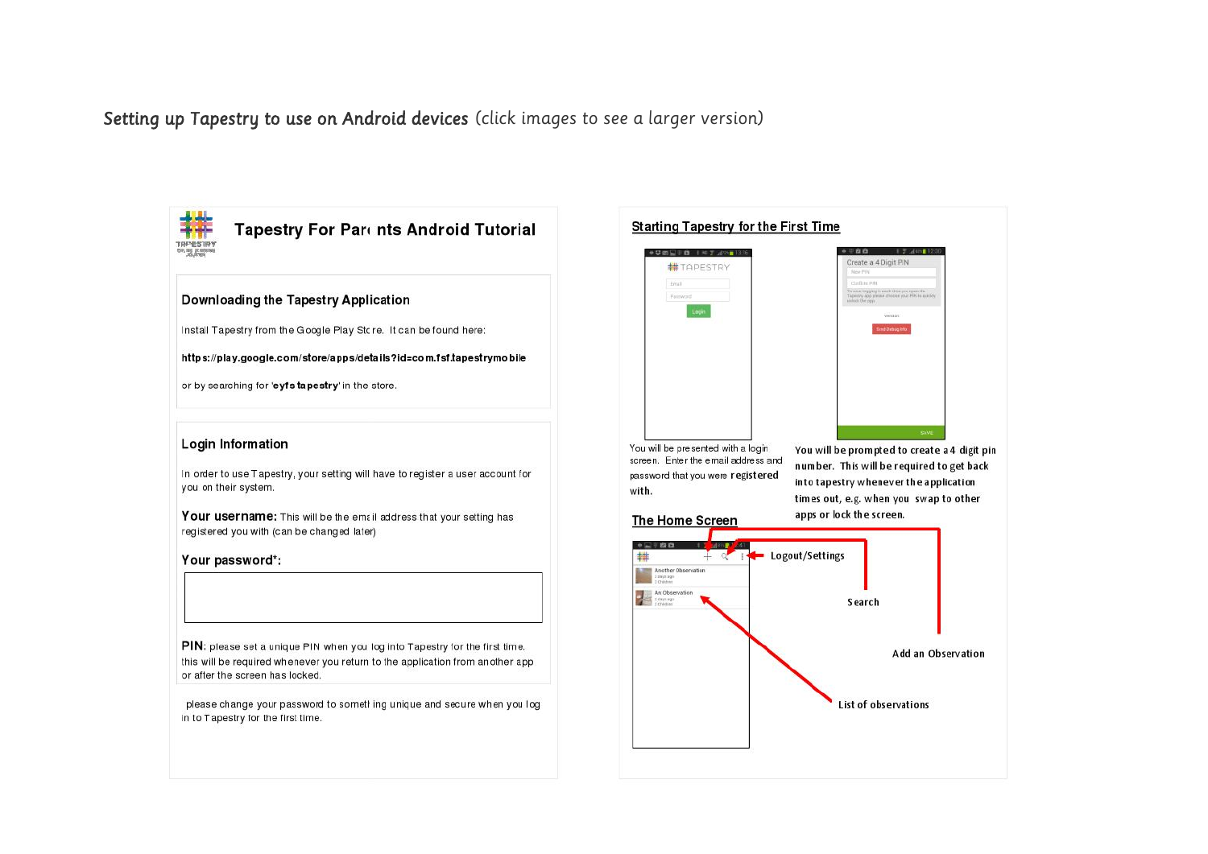**Setting up Tapestry to use on Android devices** *(click images to see a larger version)*

# Tapestry For Parents Android Tutorial

## Downloading the Tapestry Application

Install Tapestry from the Google Play Store. It can be found here:

**https://play.google.com/store/apps/details?id=com.fsf.tapestrymobile**

or by searching for '**eyfs tapestry**' in the store.

## Login Information

In order to use Tapestry, your setting will have to register a user account for you on their system.

**Your username:** This will be the email address that your setting has registered you with (can be changed later)

**Your password*:**

**PIN:** please set a unique PIN when you log into Tapestry for the first time. this will be required whenever you return to the application from another app or after the screen has locked.

please change your password to something unique and secure when you log in to Tapestry for the first time.

## Starting Tapestry for the First Time

You will be presented with a login screen. Enter the email address and password that you were registered with.

You will be prompted to create a 4 digit pin number. This will be required to get back into tapestry whenever the application times out, e.g. when you swap to other apps or lock the screen.

## The Home Screen

Logout/Settings

Search

Add an Observation

List of observations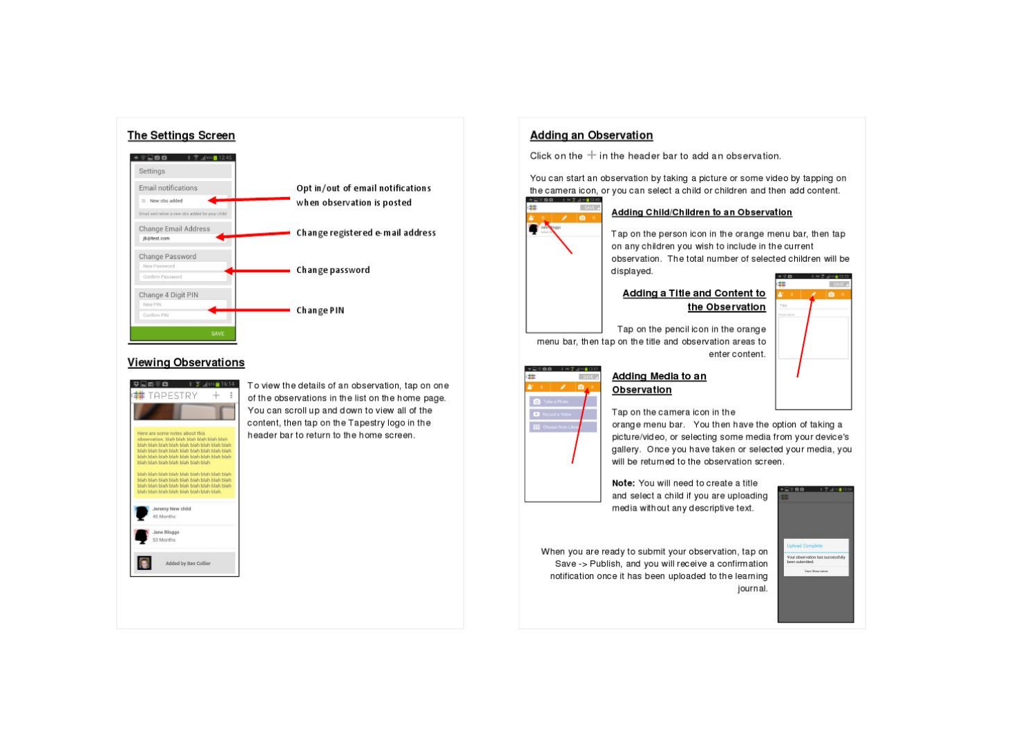## The Settings Screen

Opt in/out of email notifications when observation is posted

Change registered e-mail address

Change password

Change PIN

## Viewing Observations

To view the details of an observation, tap on one of the observations in the list on the home page. You can scroll up and down to view all of the content, then tap on the Tapestry logo in the header bar to return to the home screen.

## Adding an Observation

Click on the + in the header bar to add an observation.

You can start an observation by taking a picture or some video by tapping on the camera icon, or you can select a child or children and then add content.

### Adding Child/Children to an Observation

Tap on the person icon in the orange menu bar, then tap on any children you wish to include in the current observation. The total number of selected children will be displayed.

### Adding a Title and Content to the Observation

Tap on the pencil icon in the orange menu bar, then tap on the title and observation areas to enter content.

### Adding Media to an Observation

Tap on the camera icon in the orange menu bar. You then have the option of taking a picture/video, or selecting some media from your device's gallery. Once you have taken or selected your media, you will be returned to the observation screen.

**Note:** You will need to create a title and select a child if you are uploading media without any descriptive text.

When you are ready to submit your observation, tap on Save -> Publish, and you will receive a confirmation notification once it has been uploaded to the learning journal.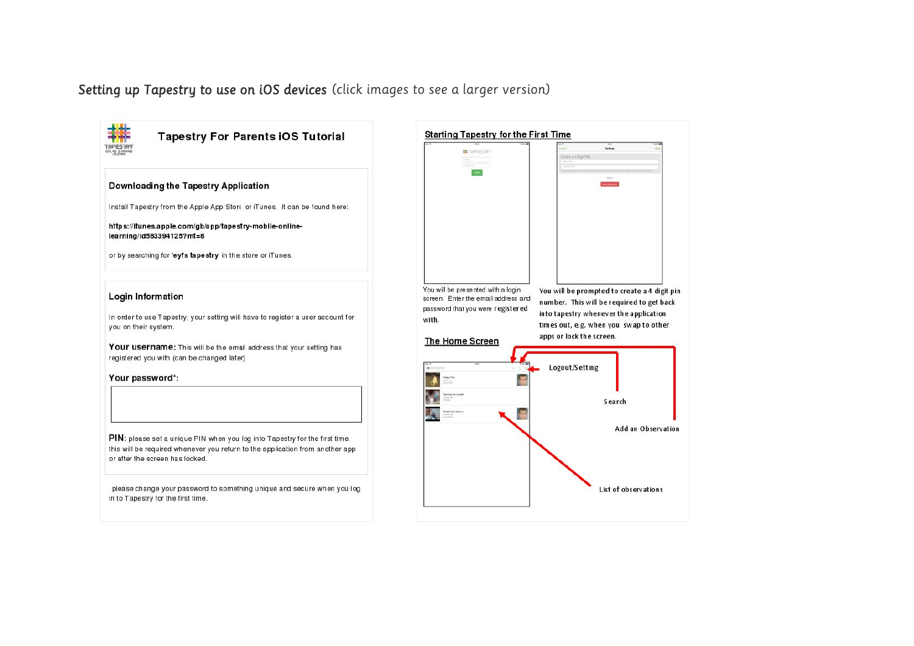## Setting up Tapestry to use on iOS devices *(click images to see a larger version)*

### Tapestry For Parents iOS Tutorial

#### Downloading the Tapestry Application

Install Tapestry from the Apple App Store or iTunes. It can be found here:

**https://itunes.apple.com/gb/app/tapestry-mobile-online-learning/id583394125?mt=8**

or by searching for '**eyfs tapestry**' in the store or iTunes.

#### Login Information

In order to use Tapestry, your setting will have to register a user account for you on their system.

**Your username:** This will be the email address that your setting has registered you with (can be changed later)

**Your password***:

**PIN:** please set a unique PIN when you log into Tapestry for the first time. this will be required whenever you return to the application from another app or after the screen has locked.

please change your password to something unique and secure when you log in to Tapestry for the first time.

#### Starting Tapestry for the First Time

You will be presented with a login screen. Enter the email address and password that you were registered with.

You will be prompted to create a 4 digit pin number. This will be required to get back into tapestry whenever the application times out, e.g. when you swap to other apps or lock the screen.

#### The Home Screen

Logout/Setting

Search

Add an Observation

List of observations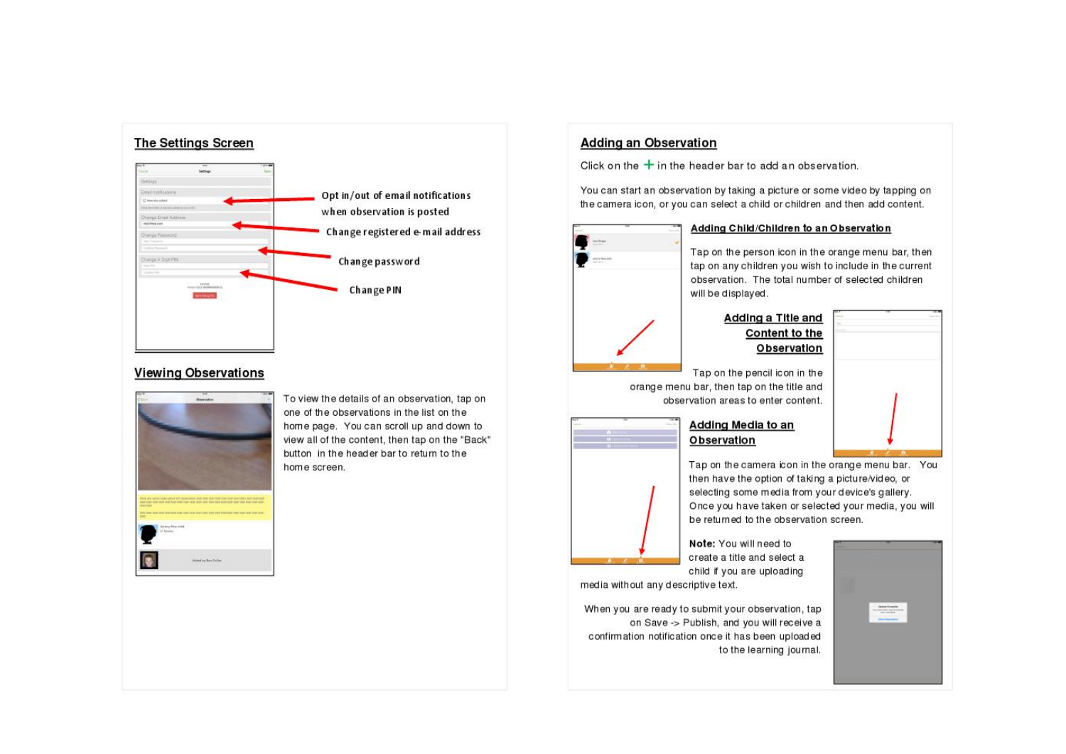## The Settings Screen

Opt in/out of email notifications when observation is posted

Change registered e-mail address

Change password

Change PIN

## Viewing Observations

To view the details of an observation, tap on one of the observations in the list on the home page. You can scroll up and down to view all of the content, then tap on the "Back" button in the header bar to return to the home screen.

## Adding an Observation

Click on the + in the header bar to add an observation.

You can start an observation by taking a picture or some video by tapping on the camera icon, or you can select a child or children and then add content.

### Adding Child/Children to an Observation

Tap on the person icon in the orange menu bar, then tap on any children you wish to include in the current observation. The total number of selected children will be displayed.

### Adding a Title and Content to the Observation

Tap on the pencil icon in the orange menu bar, then tap on the title and observation areas to enter content.

### Adding Media to an Observation

Tap on the camera icon in the orange menu bar. You then have the option of taking a picture/video, or selecting some media from your device's gallery. Once you have taken or selected your media, you will be returned to the observation screen.

**Note:** You will need to create a title and select a child if you are uploading media without any descriptive text.

When you are ready to submit your observation, tap on Save -> Publish, and you will receive a confirmation notification once it has been uploaded to the learning journal.